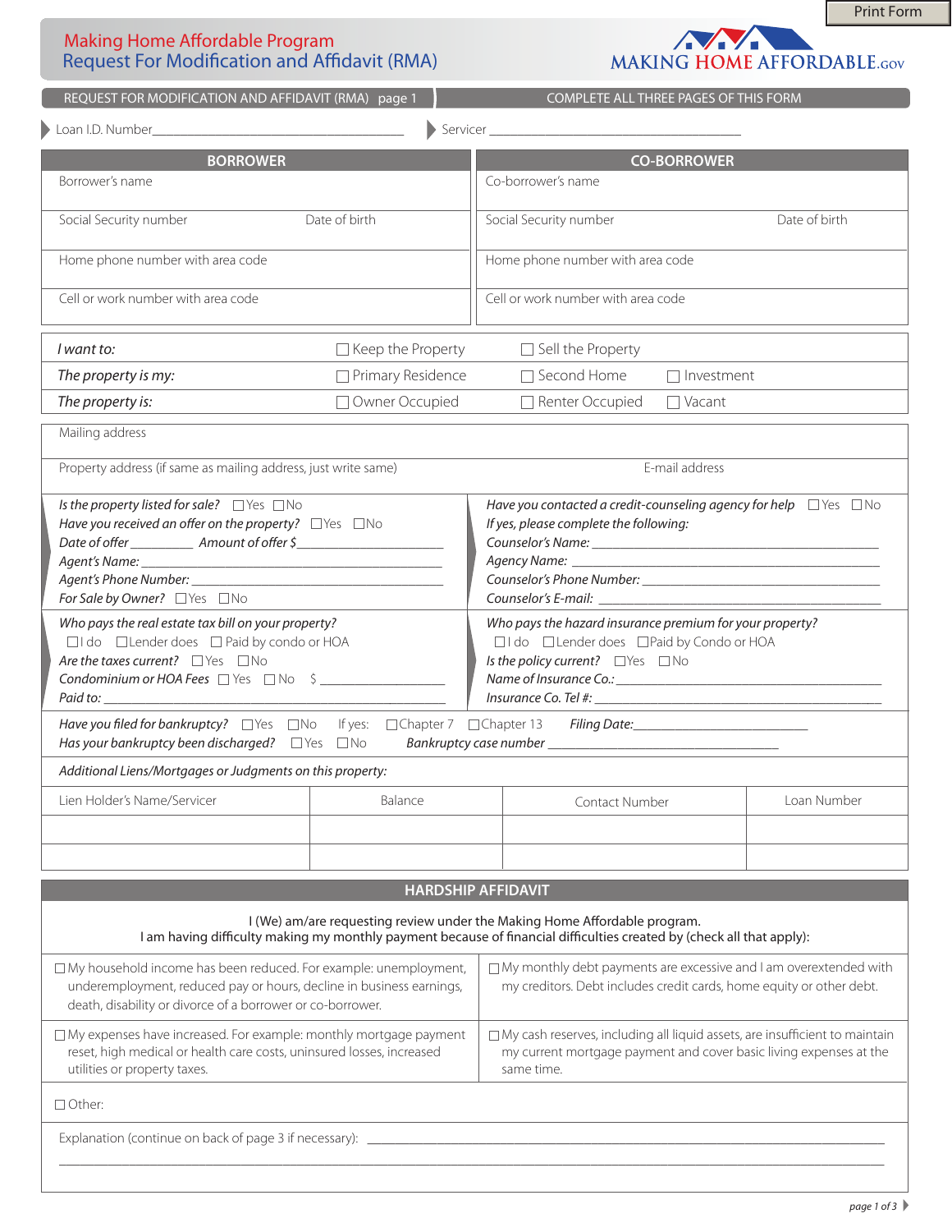Print Form

# Making Home Affordable Program
## Request For Modification and Affidavit (RMA)

MAKING HOME AFFORDABLE.GOV

REQUEST FOR MODIFICATION AND AFFIDAVIT (RMA) page 1 | COMPLETE ALL THREE PAGES OF THIS FORM

Loan I.D. Number_______________________________ Servicer _______________________________

| BORROWER | | CO-BORROWER | |
|---|---|---|---|
| Borrower's name | | Co-borrower's name | |
| Social Security number | Date of birth | Social Security number | Date of birth |
| Home phone number with area code | | Home phone number with area code | |
| Cell or work number with area code | | Cell or work number with area code | |

| | | | |
|---|---|---|---|
| *I want to:* | ☐ Keep the Property | ☐ Sell the Property | |
| *The property is my:* | ☐ Primary Residence | ☐ Second Home | ☐ Investment |
| *The property is:* | ☐ Owner Occupied | ☐ Renter Occupied | ☐ Vacant |

Mailing address

Property address (if same as mailing address, just write same) E-mail address

*Is the property listed for sale?* ☐Yes ☐No
*Have you received an offer on the property?* ☐Yes ☐No
*Date of offer* ________ *Amount of offer $* ________________
*Agent's Name:* ________________________________
*Agent's Phone Number:* ________________________________
*For Sale by Owner?* ☐Yes ☐No

*Have you contacted a credit-counseling agency for help* ☐Yes ☐No
*If yes, please complete the following:*
*Counselor's Name:* ________________________________
*Agency Name:* ________________________________
*Counselor's Phone Number:* ________________________________
*Counselor's E-mail:* ________________________________

*Who pays the real estate tax bill on your property?*
☐I do ☐Lender does ☐Paid by condo or HOA
*Are the taxes current?* ☐Yes ☐No
*Condominium or HOA Fees* ☐Yes ☐No $ ____________
*Paid to:* ________________________________

*Who pays the hazard insurance premium for your property?*
☐I do ☐Lender does ☐Paid by Condo or HOA
*Is the policy current?* ☐Yes ☐No
*Name of Insurance Co.:* ________________________________
*Insurance Co. Tel #:* ________________________________

*Have you filed for bankruptcy?* ☐Yes ☐No If yes: ☐Chapter 7 ☐Chapter 13 *Filing Date:*________________
*Has your bankruptcy been discharged?* ☐Yes ☐No *Bankruptcy case number* ________________________

*Additional Liens/Mortgages or Judgments on this property:*

| Lien Holder's Name/Servicer | Balance | Contact Number | Loan Number |
|---|---|---|---|
| | | | |
| | | | |

## HARDSHIP AFFIDAVIT

I (We) am/are requesting review under the Making Home Affordable program.
I am having difficulty making my monthly payment because of financial difficulties created by (check all that apply):

☐ My household income has been reduced. For example: unemployment, underemployment, reduced pay or hours, decline in business earnings, death, disability or divorce of a borrower or co-borrower.

☐ My monthly debt payments are excessive and I am overextended with my creditors. Debt includes credit cards, home equity or other debt.

☐ My expenses have increased. For example: monthly mortgage payment reset, high medical or health care costs, uninsured losses, increased utilities or property taxes.

☐ My cash reserves, including all liquid assets, are insufficient to maintain my current mortgage payment and cover basic living expenses at the same time.

☐ Other:

Explanation (continue on back of page 3 if necessary): ________________________________________________________________

________________________________________________________________________________________________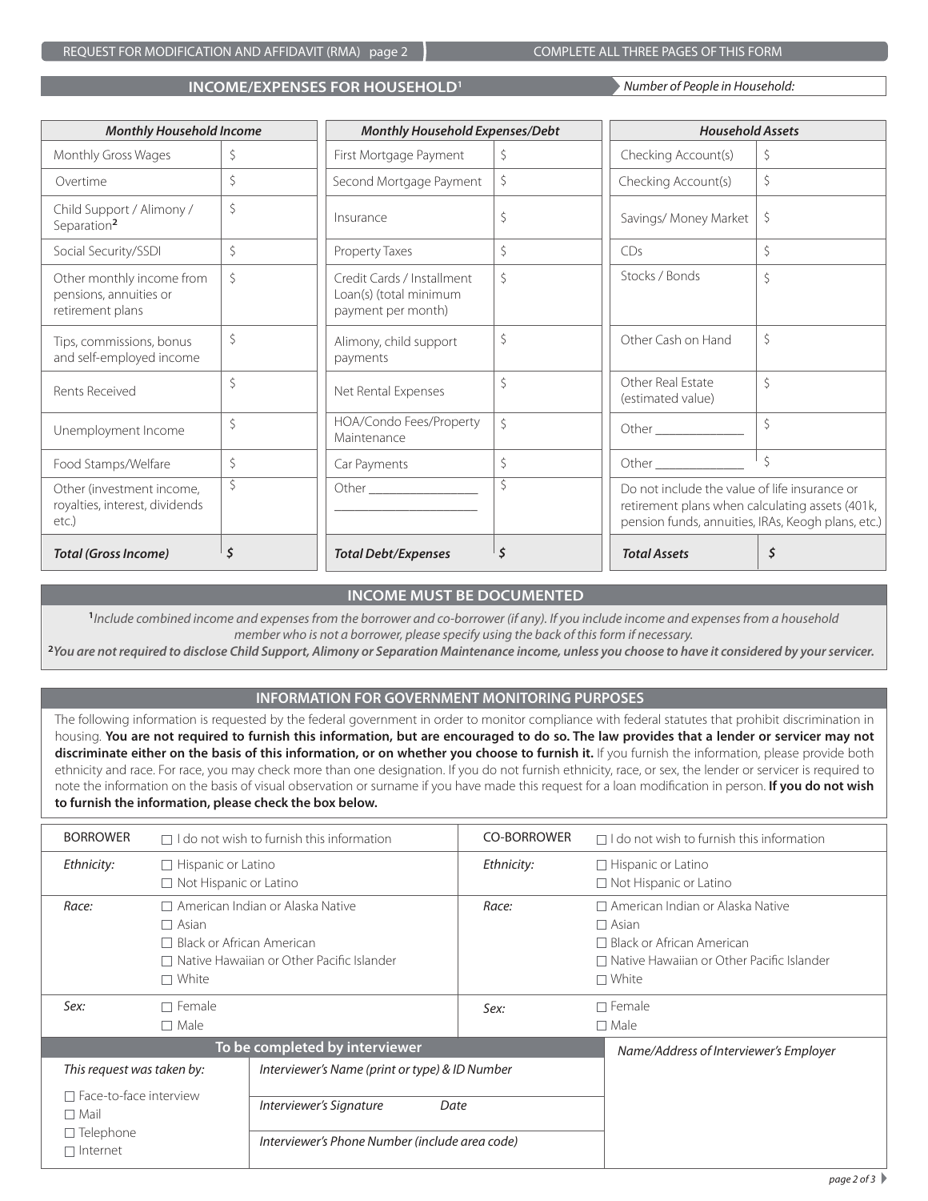## INCOME/EXPENSES FOR HOUSEHOLD[1]

Number of People in Household:

| Monthly Household Income | | Monthly Household Expenses/Debt | | Household Assets | |
|---|---|---|---|---|---|
| Monthly Gross Wages | $ | First Mortgage Payment | $ | Checking Account(s) | $ |
| Overtime | $ | Second Mortgage Payment | $ | Checking Account(s) | $ |
| Child Support / Alimony / Separation[2] | $ | Insurance | $ | Savings/ Money Market | $ |
| Social Security/SSDI | $ | Property Taxes | $ | CDs | $ |
| Other monthly income from pensions, annuities or retirement plans | $ | Credit Cards / Installment Loan(s) (total minimum payment per month) | $ | Stocks / Bonds | $ |
| Tips, commissions, bonus and self-employed income | $ | Alimony, child support payments | $ | Other Cash on Hand | $ |
| Rents Received | $ | Net Rental Expenses | $ | Other Real Estate (estimated value) | $ |
| Unemployment Income | $ | HOA/Condo Fees/Property Maintenance | $ | Other ______________ | $ |
| Food Stamps/Welfare | $ | Car Payments | $ | Other ______________ | $ |
| Other (investment income, royalties, interest, dividends etc.) | $ | Other ________________ ______________________ | $ | Do not include the value of life insurance or retirement plans when calculating assets (401k, pension funds, annuities, IRAs, Keogh plans, etc.) | |
| ***Total (Gross Income)*** | **$** | ***Total Debt/Expenses*** | **$** | ***Total Assets*** | **$** |

### INCOME MUST BE DOCUMENTED

[1] *Include combined income and expenses from the borrower and co-borrower (if any). If you include income and expenses from a household member who is not a borrower, please specify using the back of this form if necessary.*

[2] ***You are not required to disclose Child Support, Alimony or Separation Maintenance income, unless you choose to have it considered by your servicer.***

### INFORMATION FOR GOVERNMENT MONITORING PURPOSES

The following information is requested by the federal government in order to monitor compliance with federal statutes that prohibit discrimination in housing. **You are not required to furnish this information, but are encouraged to do so. The law provides that a lender or servicer may not discriminate either on the basis of this information, or on whether you choose to furnish it.** If you furnish the information, please provide both ethnicity and race. For race, you may check more than one designation. If you do not furnish ethnicity, race, or sex, the lender or servicer is required to note the information on the basis of visual observation or surname if you have made this request for a loan modification in person. **If you do not wish to furnish the information, please check the box below.**

| BORROWER | ☐ I do not wish to furnish this information | CO-BORROWER | ☐ I do not wish to furnish this information |
|---|---|---|---|
| *Ethnicity:* | ☐ Hispanic or Latino<br>☐ Not Hispanic or Latino | *Ethnicity:* | ☐ Hispanic or Latino<br>☐ Not Hispanic or Latino |
| *Race:* | ☐ American Indian or Alaska Native<br>☐ Asian<br>☐ Black or African American<br>☐ Native Hawaiian or Other Pacific Islander<br>☐ White | *Race:* | ☐ American Indian or Alaska Native<br>☐ Asian<br>☐ Black or African American<br>☐ Native Hawaiian or Other Pacific Islander<br>☐ White |
| *Sex:* | ☐ Female<br>☐ Male | *Sex:* | ☐ Female<br>☐ Male |

| To be completed by interviewer | | *Name/Address of Interviewer's Employer* |
|---|---|---|
| *This request was taken by:*<br>☐ Face-to-face interview<br>☐ Mail<br>☐ Telephone<br>☐ Internet | *Interviewer's Name (print or type) & ID Number*<br>*Interviewer's Signature* *Date*<br>*Interviewer's Phone Number (include area code)* | |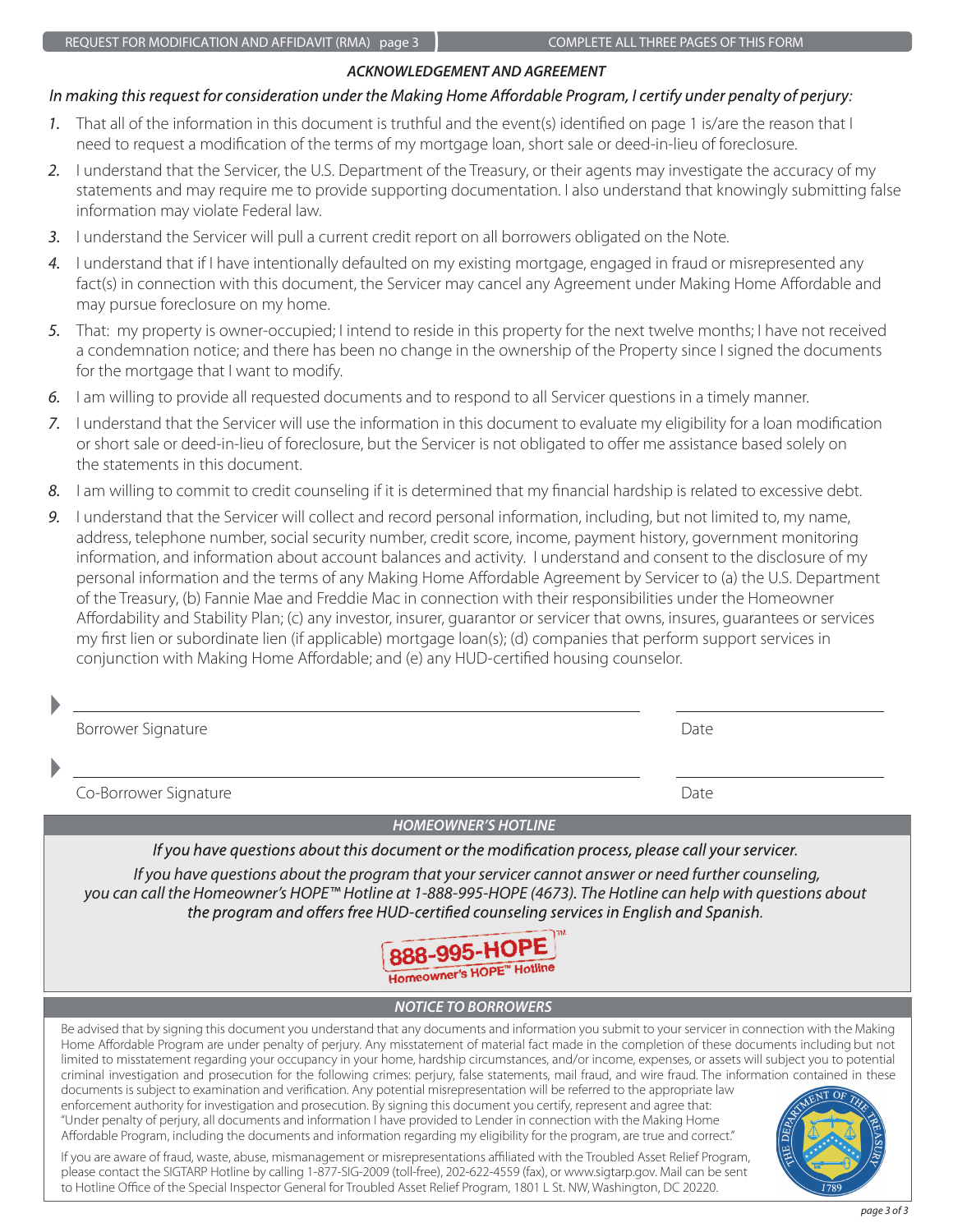### *ACKNOWLEDGEMENT AND AGREEMENT*

*In making this request for consideration under the Making Home Affordable Program, I certify under penalty of perjury:*

1. That all of the information in this document is truthful and the event(s) identified on page 1 is/are the reason that I need to request a modification of the terms of my mortgage loan, short sale or deed-in-lieu of foreclosure.
2. I understand that the Servicer, the U.S. Department of the Treasury, or their agents may investigate the accuracy of my statements and may require me to provide supporting documentation. I also understand that knowingly submitting false information may violate Federal law.
3. I understand the Servicer will pull a current credit report on all borrowers obligated on the Note.
4. I understand that if I have intentionally defaulted on my existing mortgage, engaged in fraud or misrepresented any fact(s) in connection with this document, the Servicer may cancel any Agreement under Making Home Affordable and may pursue foreclosure on my home.
5. That: my property is owner-occupied; I intend to reside in this property for the next twelve months; I have not received a condemnation notice; and there has been no change in the ownership of the Property since I signed the documents for the mortgage that I want to modify.
6. I am willing to provide all requested documents and to respond to all Servicer questions in a timely manner.
7. I understand that the Servicer will use the information in this document to evaluate my eligibility for a loan modification or short sale or deed-in-lieu of foreclosure, but the Servicer is not obligated to offer me assistance based solely on the statements in this document.
8. I am willing to commit to credit counseling if it is determined that my financial hardship is related to excessive debt.
9. I understand that the Servicer will collect and record personal information, including, but not limited to, my name, address, telephone number, social security number, credit score, income, payment history, government monitoring information, and information about account balances and activity. I understand and consent to the disclosure of my personal information and the terms of any Making Home Affordable Agreement by Servicer to (a) the U.S. Department of the Treasury, (b) Fannie Mae and Freddie Mac in connection with their responsibilities under the Homeowner Affordability and Stability Plan; (c) any investor, insurer, guarantor or servicer that owns, insures, guarantees or services my first lien or subordinate lien (if applicable) mortgage loan(s); (d) companies that perform support services in conjunction with Making Home Affordable; and (e) any HUD-certified housing counselor.

Borrower Signature ____________________ Date ____________

Co-Borrower Signature ____________________ Date ____________

### *HOMEOWNER'S HOTLINE*

*If you have questions about this document or the modification process, please call your servicer.*

*If you have questions about the program that your servicer cannot answer or need further counseling, you can call the Homeowner's HOPE™ Hotline at 1-888-995-HOPE (4673). The Hotline can help with questions about the program and offers free HUD-certified counseling services in English and Spanish.*

888-995-HOPE™
Homeowner's HOPE™ Hotline

### *NOTICE TO BORROWERS*

Be advised that by signing this document you understand that any documents and information you submit to your servicer in connection with the Making Home Affordable Program are under penalty of perjury. Any misstatement of material fact made in the completion of these documents including but not limited to misstatement regarding your occupancy in your home, hardship circumstances, and/or income, expenses, or assets will subject you to potential criminal investigation and prosecution for the following crimes: perjury, false statements, mail fraud, and wire fraud. The information contained in these documents is subject to examination and verification. Any potential misrepresentation will be referred to the appropriate law enforcement authority for investigation and prosecution. By signing this document you certify, represent and agree that: "Under penalty of perjury, all documents and information I have provided to Lender in connection with the Making Home Affordable Program, including the documents and information regarding my eligibility for the program, are true and correct."

If you are aware of fraud, waste, abuse, mismanagement or misrepresentations affiliated with the Troubled Asset Relief Program, please contact the SIGTARP Hotline by calling 1-877-SIG-2009 (toll-free), 202-622-4559 (fax), or www.sigtarp.gov. Mail can be sent to Hotline Office of the Special Inspector General for Troubled Asset Relief Program, 1801 L St. NW, Washington, DC 20220.